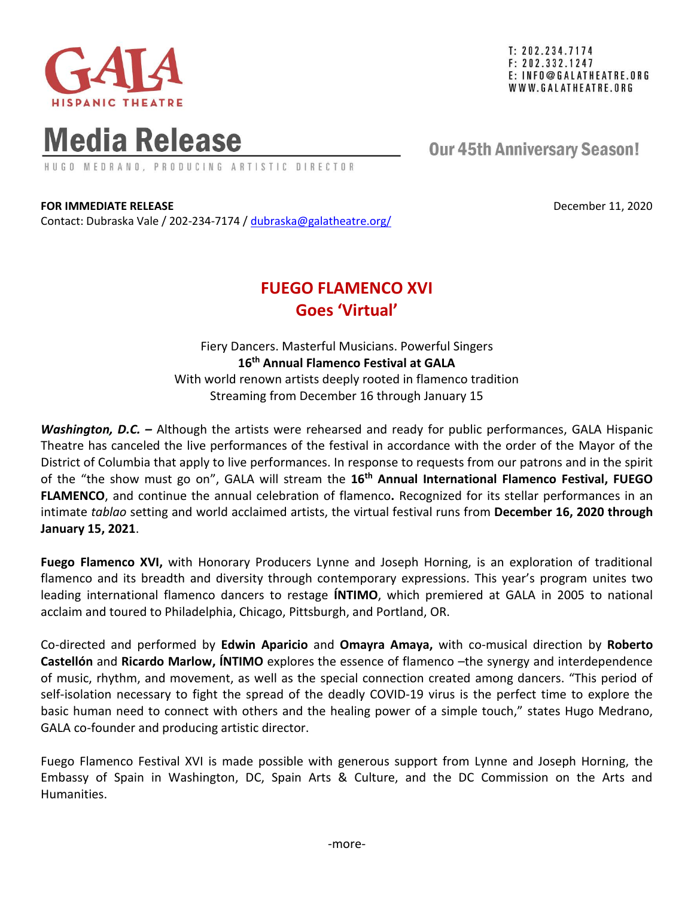GALA
HISPANIC THEATRE

T: 202.234.7174
F: 202.332.1247
E: INFO@GALATHEATRE.ORG
WWW.GALATHEATRE.ORG

# Media Release

HUGO MEDRANO, PRODUCING ARTISTIC DIRECTOR

Our 45th Anniversary Season!

**FOR IMMEDIATE RELEASE**

December 11, 2020

Contact: Dubraska Vale / 202-234-7174 / dubraska@galatheatre.org/

## FUEGO FLAMENCO XVI
## Goes 'Virtual'

Fiery Dancers. Masterful Musicians. Powerful Singers
**16th Annual Flamenco Festival at GALA**
With world renown artists deeply rooted in flamenco tradition
Streaming from December 16 through January 15

***Washington, D.C.* –** Although the artists were rehearsed and ready for public performances, GALA Hispanic Theatre has canceled the live performances of the festival in accordance with the order of the Mayor of the District of Columbia that apply to live performances. In response to requests from our patrons and in the spirit of the "the show must go on", GALA will stream the **16th Annual International Flamenco Festival, FUEGO FLAMENCO**, and continue the annual celebration of flamenco**.** Recognized for its stellar performances in an intimate *tablao* setting and world acclaimed artists, the virtual festival runs from **December 16, 2020 through January 15, 2021**.

**Fuego Flamenco XVI,** with Honorary Producers Lynne and Joseph Horning, is an exploration of traditional flamenco and its breadth and diversity through contemporary expressions. This year's program unites two leading international flamenco dancers to restage **ÍNTIMO**, which premiered at GALA in 2005 to national acclaim and toured to Philadelphia, Chicago, Pittsburgh, and Portland, OR.

Co-directed and performed by **Edwin Aparicio** and **Omayra Amaya,** with co-musical direction by **Roberto Castellón** and **Ricardo Marlow, ÍNTIMO** explores the essence of flamenco –the synergy and interdependence of music, rhythm, and movement, as well as the special connection created among dancers. "This period of self-isolation necessary to fight the spread of the deadly COVID-19 virus is the perfect time to explore the basic human need to connect with others and the healing power of a simple touch," states Hugo Medrano, GALA co-founder and producing artistic director.

Fuego Flamenco Festival XVI is made possible with generous support from Lynne and Joseph Horning, the Embassy of Spain in Washington, DC, Spain Arts & Culture, and the DC Commission on the Arts and Humanities.

-more-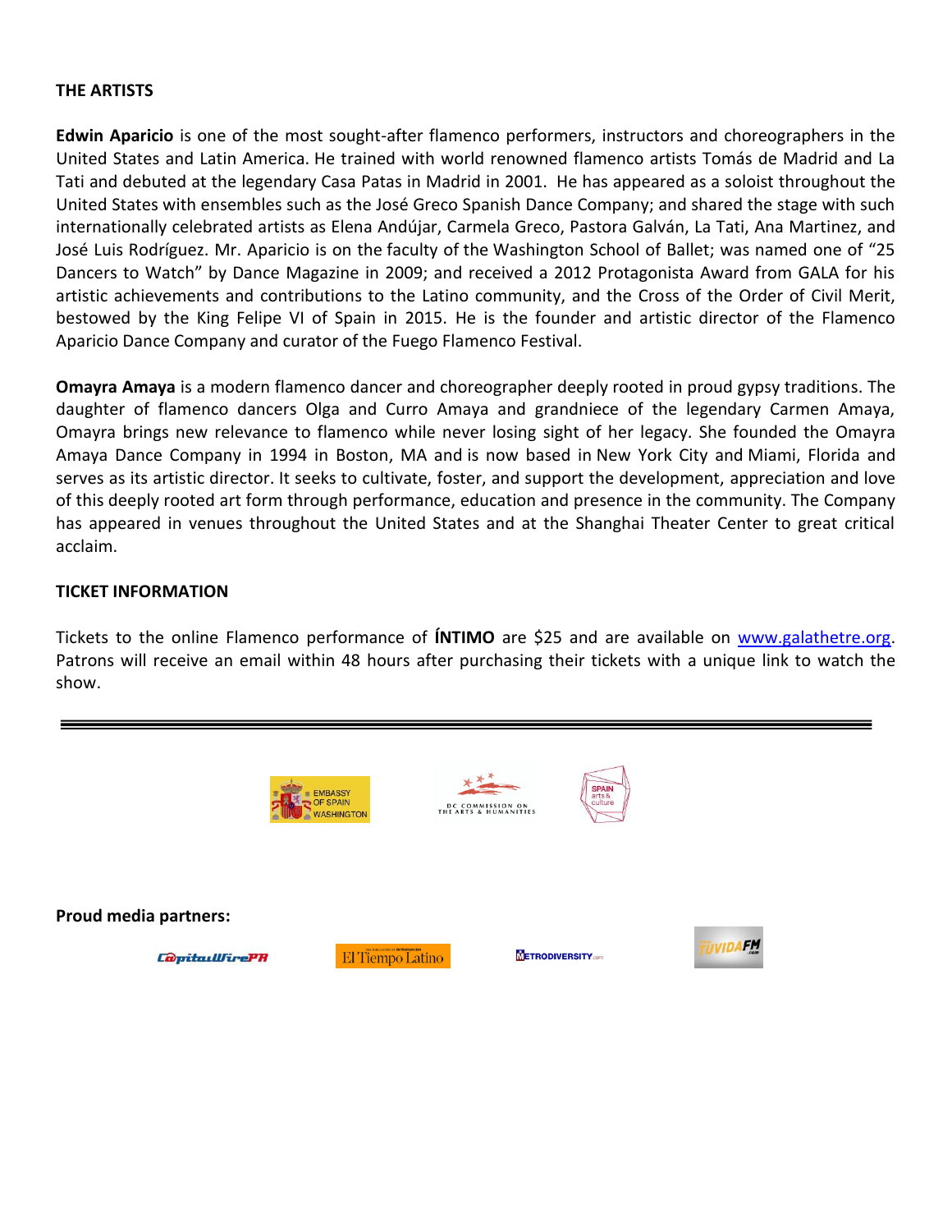## THE ARTISTS

**Edwin Aparicio** is one of the most sought-after flamenco performers, instructors and choreographers in the United States and Latin America. He trained with world renowned flamenco artists Tomás de Madrid and La Tati and debuted at the legendary Casa Patas in Madrid in 2001. He has appeared as a soloist throughout the United States with ensembles such as the José Greco Spanish Dance Company; and shared the stage with such internationally celebrated artists as Elena Andújar, Carmela Greco, Pastora Galván, La Tati, Ana Martinez, and José Luis Rodríguez. Mr. Aparicio is on the faculty of the Washington School of Ballet; was named one of "25 Dancers to Watch" by Dance Magazine in 2009; and received a 2012 Protagonista Award from GALA for his artistic achievements and contributions to the Latino community, and the Cross of the Order of Civil Merit, bestowed by the King Felipe VI of Spain in 2015. He is the founder and artistic director of the Flamenco Aparicio Dance Company and curator of the Fuego Flamenco Festival.

**Omayra Amaya** is a modern flamenco dancer and choreographer deeply rooted in proud gypsy traditions. The daughter of flamenco dancers Olga and Curro Amaya and grandniece of the legendary Carmen Amaya, Omayra brings new relevance to flamenco while never losing sight of her legacy. She founded the Omayra Amaya Dance Company in 1994 in Boston, MA and is now based in New York City and Miami, Florida and serves as its artistic director. It seeks to cultivate, foster, and support the development, appreciation and love of this deeply rooted art form through performance, education and presence in the community. The Company has appeared in venues throughout the United States and at the Shanghai Theater Center to great critical acclaim.

## TICKET INFORMATION

Tickets to the online Flamenco performance of **ÍNTIMO** are $25 and are available on [www.galathetre.org](www.galathetre.org). Patrons will receive an email within 48 hours after purchasing their tickets with a unique link to watch the show.

---

EMBASSY OF SPAIN WASHINGTON

DC COMMISSION ON THE ARTS & HUMANITIES

SPAIN arts & culture

**Proud media partners:**

CapitalWirePR

El Tiempo Latino

METRODIVERSITY.com

TuVidaFM